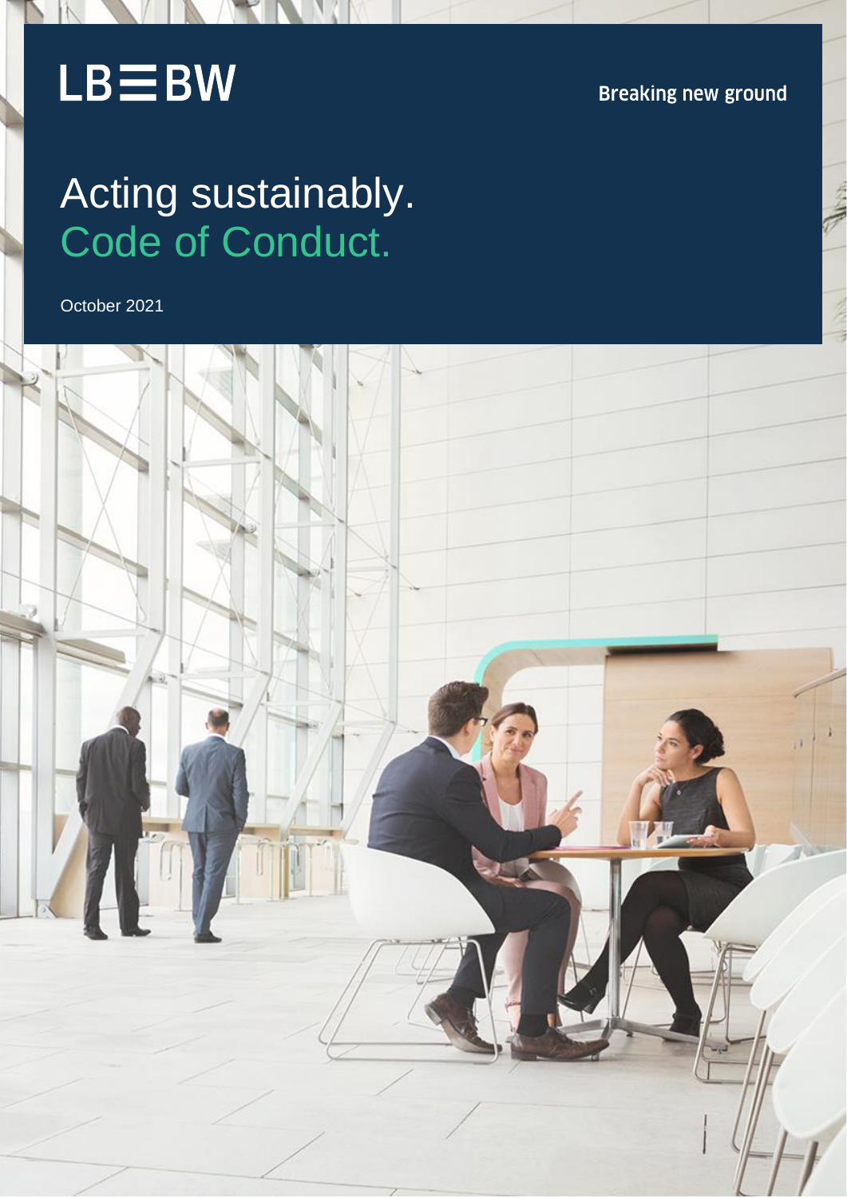LB≡BW

Breaking new ground

# Acting sustainably.
# Code of Conduct.

October 2021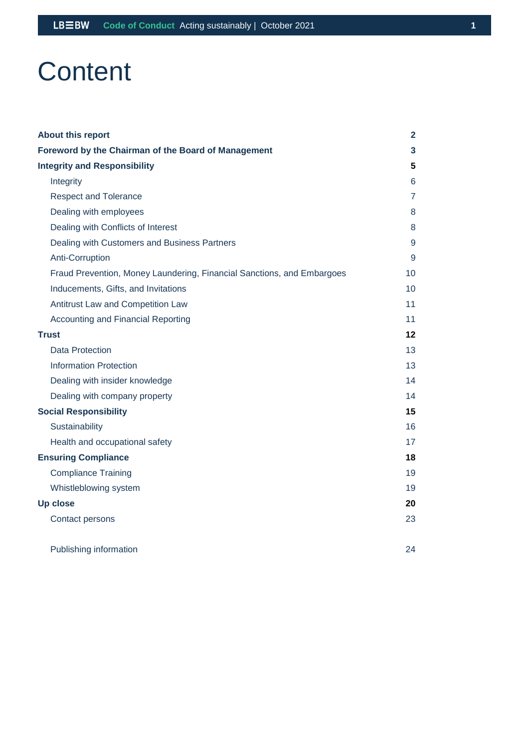# Content

| | |
|---|---|
| **About this report** | **2** |
| **Foreword by the Chairman of the Board of Management** | **3** |
| **Integrity and Responsibility** | **5** |
| Integrity | 6 |
| Respect and Tolerance | 7 |
| Dealing with employees | 8 |
| Dealing with Conflicts of Interest | 8 |
| Dealing with Customers and Business Partners | 9 |
| Anti-Corruption | 9 |
| Fraud Prevention, Money Laundering, Financial Sanctions, and Embargoes | 10 |
| Inducements, Gifts, and Invitations | 10 |
| Antitrust Law and Competition Law | 11 |
| Accounting and Financial Reporting | 11 |
| **Trust** | **12** |
| Data Protection | 13 |
| Information Protection | 13 |
| Dealing with insider knowledge | 14 |
| Dealing with company property | 14 |
| **Social Responsibility** | **15** |
| Sustainability | 16 |
| Health and occupational safety | 17 |
| **Ensuring Compliance** | **18** |
| Compliance Training | 19 |
| Whistleblowing system | 19 |
| **Up close** | **20** |
| Contact persons | 23 |
| Publishing information | 24 |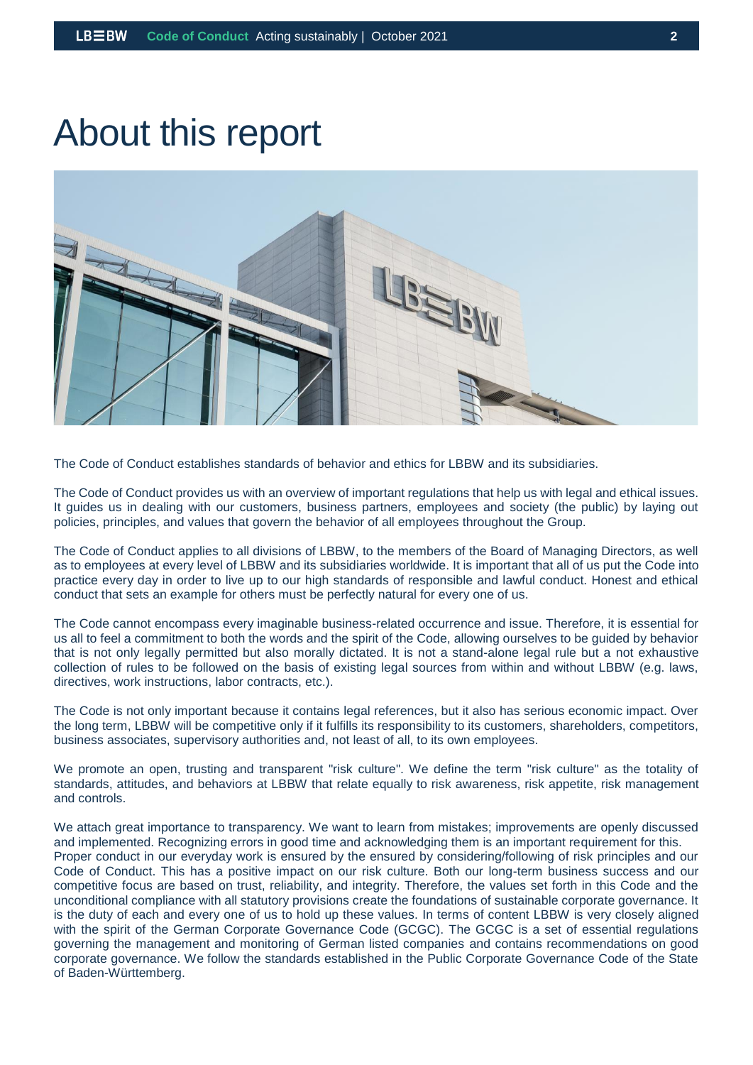# About this report

The Code of Conduct establishes standards of behavior and ethics for LBBW and its subsidiaries.

The Code of Conduct provides us with an overview of important regulations that help us with legal and ethical issues. It guides us in dealing with our customers, business partners, employees and society (the public) by laying out policies, principles, and values that govern the behavior of all employees throughout the Group.

The Code of Conduct applies to all divisions of LBBW, to the members of the Board of Managing Directors, as well as to employees at every level of LBBW and its subsidiaries worldwide. It is important that all of us put the Code into practice every day in order to live up to our high standards of responsible and lawful conduct. Honest and ethical conduct that sets an example for others must be perfectly natural for every one of us.

The Code cannot encompass every imaginable business-related occurrence and issue. Therefore, it is essential for us all to feel a commitment to both the words and the spirit of the Code, allowing ourselves to be guided by behavior that is not only legally permitted but also morally dictated. It is not a stand-alone legal rule but a not exhaustive collection of rules to be followed on the basis of existing legal sources from within and without LBBW (e.g. laws, directives, work instructions, labor contracts, etc.).

The Code is not only important because it contains legal references, but it also has serious economic impact. Over the long term, LBBW will be competitive only if it fulfills its responsibility to its customers, shareholders, competitors, business associates, supervisory authorities and, not least of all, to its own employees.

We promote an open, trusting and transparent "risk culture". We define the term "risk culture" as the totality of standards, attitudes, and behaviors at LBBW that relate equally to risk awareness, risk appetite, risk management and controls.

We attach great importance to transparency. We want to learn from mistakes; improvements are openly discussed and implemented. Recognizing errors in good time and acknowledging them is an important requirement for this.
Proper conduct in our everyday work is ensured by the ensured by considering/following of risk principles and our Code of Conduct. This has a positive impact on our risk culture. Both our long-term business success and our competitive focus are based on trust, reliability, and integrity. Therefore, the values set forth in this Code and the unconditional compliance with all statutory provisions create the foundations of sustainable corporate governance. It is the duty of each and every one of us to hold up these values. In terms of content LBBW is very closely aligned with the spirit of the German Corporate Governance Code (GCGC). The GCGC is a set of essential regulations governing the management and monitoring of German listed companies and contains recommendations on good corporate governance. We follow the standards established in the Public Corporate Governance Code of the State of Baden-Württemberg.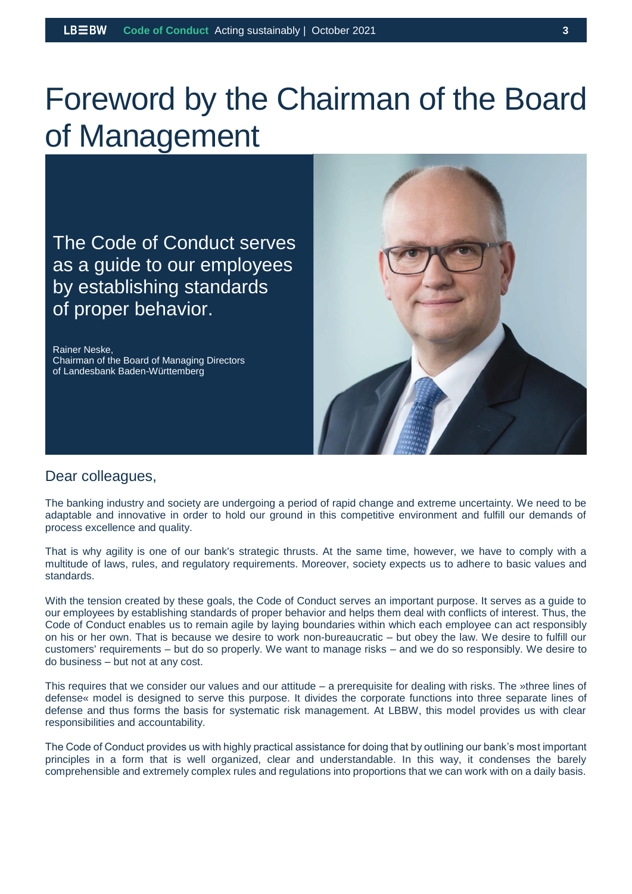# Foreword by the Chairman of the Board of Management

The Code of Conduct serves as a guide to our employees by establishing standards of proper behavior.

Rainer Neske,
Chairman of the Board of Managing Directors
of Landesbank Baden-Württemberg

## Dear colleagues,

The banking industry and society are undergoing a period of rapid change and extreme uncertainty. We need to be adaptable and innovative in order to hold our ground in this competitive environment and fulfill our demands of process excellence and quality.

That is why agility is one of our bank's strategic thrusts. At the same time, however, we have to comply with a multitude of laws, rules, and regulatory requirements. Moreover, society expects us to adhere to basic values and standards.

With the tension created by these goals, the Code of Conduct serves an important purpose. It serves as a guide to our employees by establishing standards of proper behavior and helps them deal with conflicts of interest. Thus, the Code of Conduct enables us to remain agile by laying boundaries within which each employee can act responsibly on his or her own. That is because we desire to work non-bureaucratic – but obey the law. We desire to fulfill our customers' requirements – but do so properly. We want to manage risks – and we do so responsibly. We desire to do business – but not at any cost.

This requires that we consider our values and our attitude – a prerequisite for dealing with risks. The »three lines of defense« model is designed to serve this purpose. It divides the corporate functions into three separate lines of defense and thus forms the basis for systematic risk management. At LBBW, this model provides us with clear responsibilities and accountability.

The Code of Conduct provides us with highly practical assistance for doing that by outlining our bank's most important principles in a form that is well organized, clear and understandable. In this way, it condenses the barely comprehensible and extremely complex rules and regulations into proportions that we can work with on a daily basis.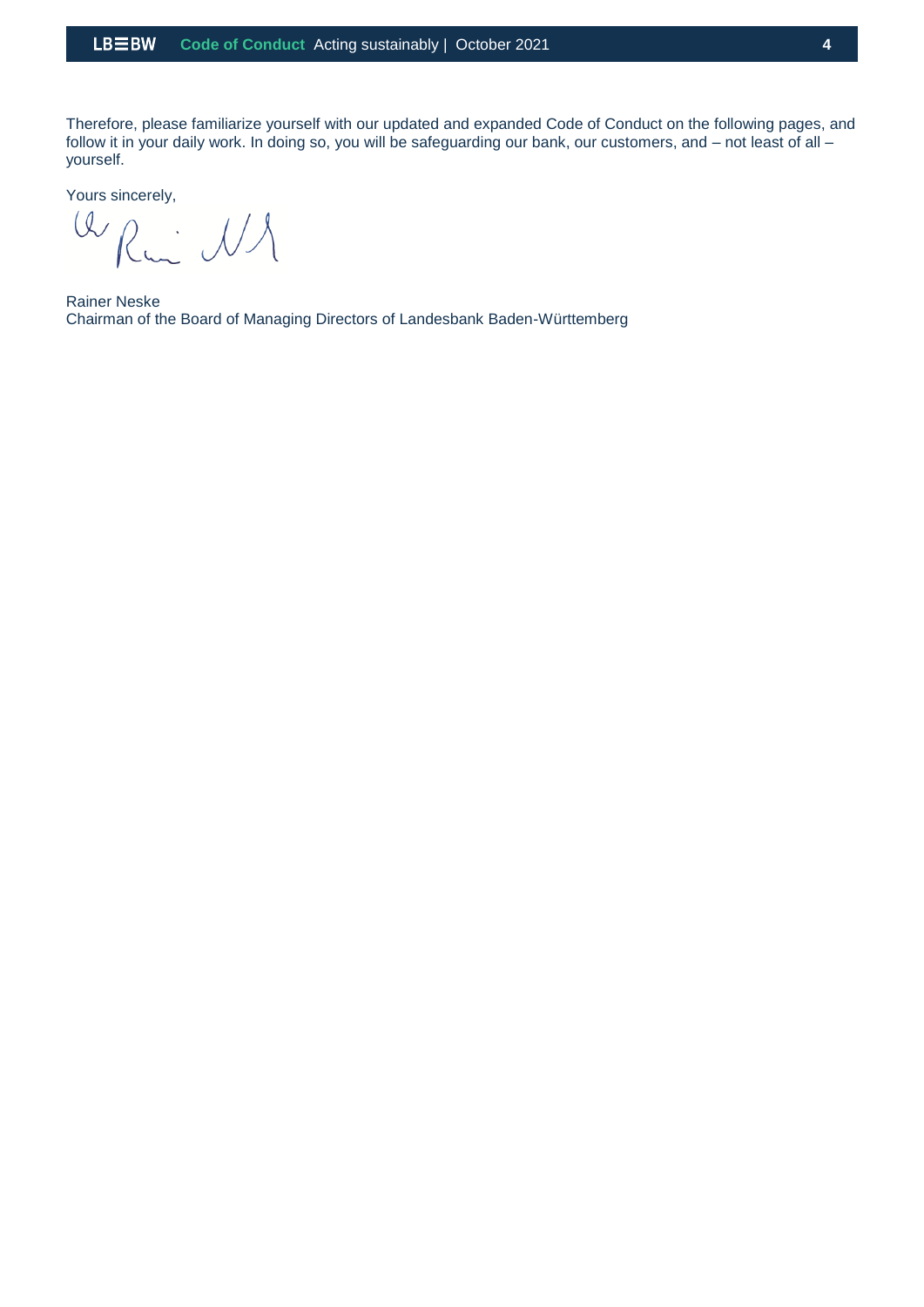Therefore, please familiarize yourself with our updated and expanded Code of Conduct on the following pages, and follow it in your daily work. In doing so, you will be safeguarding our bank, our customers, and – not least of all – yourself.

Yours sincerely,

Rainer Neske
Chairman of the Board of Managing Directors of Landesbank Baden-Württemberg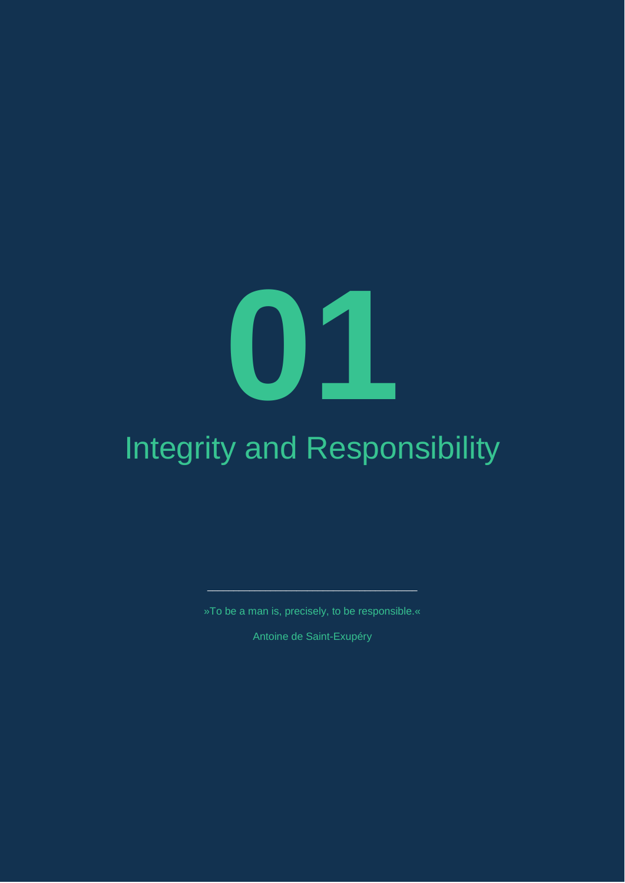# 01

# Integrity and Responsibility

---

»To be a man is, precisely, to be responsible.«

Antoine de Saint-Exupéry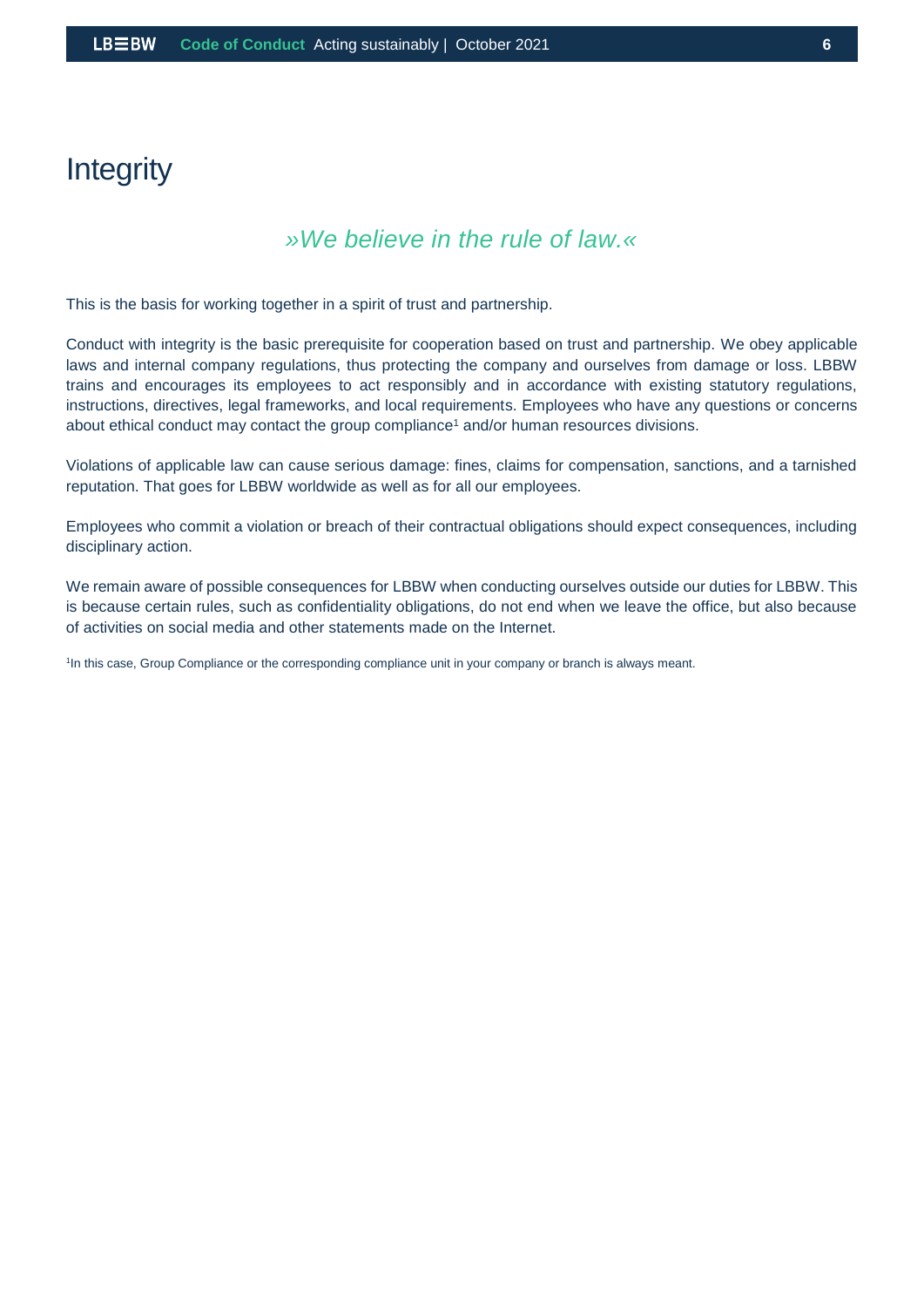# Integrity

*»We believe in the rule of law.«*

This is the basis for working together in a spirit of trust and partnership.

Conduct with integrity is the basic prerequisite for cooperation based on trust and partnership. We obey applicable laws and internal company regulations, thus protecting the company and ourselves from damage or loss. LBBW trains and encourages its employees to act responsibly and in accordance with existing statutory regulations, instructions, directives, legal frameworks, and local requirements. Employees who have any questions or concerns about ethical conduct may contact the group compliance[1] and/or human resources divisions.

Violations of applicable law can cause serious damage: fines, claims for compensation, sanctions, and a tarnished reputation. That goes for LBBW worldwide as well as for all our employees.

Employees who commit a violation or breach of their contractual obligations should expect consequences, including disciplinary action.

We remain aware of possible consequences for LBBW when conducting ourselves outside our duties for LBBW. This is because certain rules, such as confidentiality obligations, do not end when we leave the office, but also because of activities on social media and other statements made on the Internet.

[1]In this case, Group Compliance or the corresponding compliance unit in your company or branch is always meant.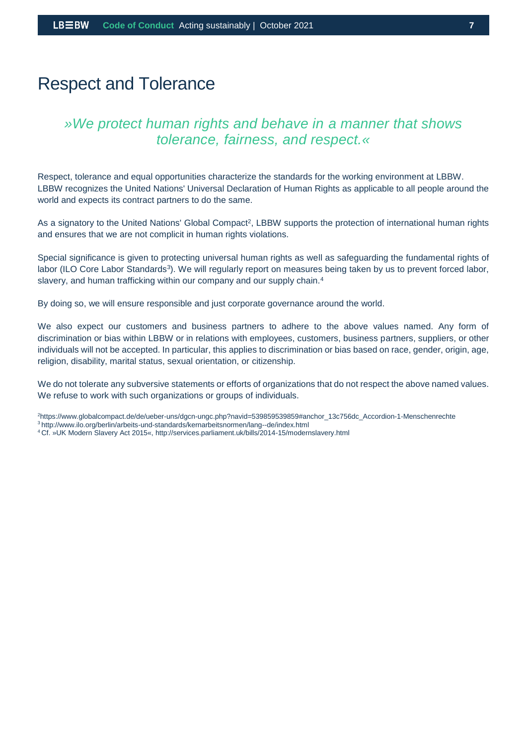# Respect and Tolerance

*»We protect human rights and behave in a manner that shows tolerance, fairness, and respect.«*

Respect, tolerance and equal opportunities characterize the standards for the working environment at LBBW. LBBW recognizes the United Nations' Universal Declaration of Human Rights as applicable to all people around the world and expects its contract partners to do the same.

As a signatory to the United Nations' Global Compact[2], LBBW supports the protection of international human rights and ensures that we are not complicit in human rights violations.

Special significance is given to protecting universal human rights as well as safeguarding the fundamental rights of labor (ILO Core Labor Standards[3]). We will regularly report on measures being taken by us to prevent forced labor, slavery, and human trafficking within our company and our supply chain.[4]

By doing so, we will ensure responsible and just corporate governance around the world.

We also expect our customers and business partners to adhere to the above values named. Any form of discrimination or bias within LBBW or in relations with employees, customers, business partners, suppliers, or other individuals will not be accepted. In particular, this applies to discrimination or bias based on race, gender, origin, age, religion, disability, marital status, sexual orientation, or citizenship.

We do not tolerate any subversive statements or efforts of organizations that do not respect the above named values. We refuse to work with such organizations or groups of individuals.

[2] https://www.globalcompact.de/de/ueber-uns/dgcn-ungc.php?navid=539859539859#anchor_13c756dc_Accordion-1-Menschenrechte
[3] http://www.ilo.org/berlin/arbeits-und-standards/kernarbeitsnormen/lang--de/index.html
[4] Cf. »UK Modern Slavery Act 2015«, http://services.parliament.uk/bills/2014-15/modernslavery.html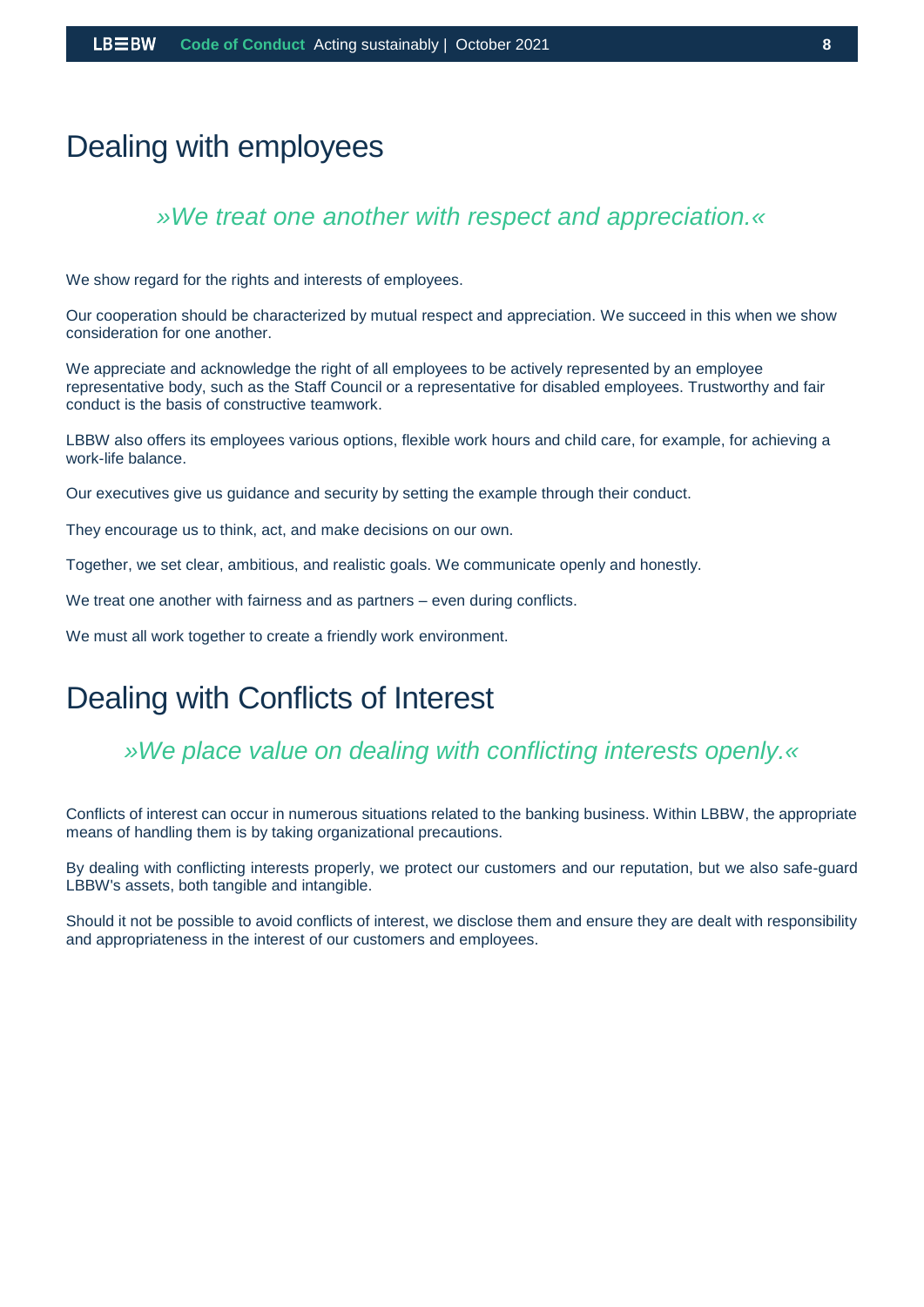# Dealing with employees

*»We treat one another with respect and appreciation.«*

We show regard for the rights and interests of employees.

Our cooperation should be characterized by mutual respect and appreciation. We succeed in this when we show consideration for one another.

We appreciate and acknowledge the right of all employees to be actively represented by an employee representative body, such as the Staff Council or a representative for disabled employees. Trustworthy and fair conduct is the basis of constructive teamwork.

LBBW also offers its employees various options, flexible work hours and child care, for example, for achieving a work-life balance.

Our executives give us guidance and security by setting the example through their conduct.

They encourage us to think, act, and make decisions on our own.

Together, we set clear, ambitious, and realistic goals. We communicate openly and honestly.

We treat one another with fairness and as partners – even during conflicts.

We must all work together to create a friendly work environment.

# Dealing with Conflicts of Interest

*»We place value on dealing with conflicting interests openly.«*

Conflicts of interest can occur in numerous situations related to the banking business. Within LBBW, the appropriate means of handling them is by taking organizational precautions.

By dealing with conflicting interests properly, we protect our customers and our reputation, but we also safe-guard LBBW's assets, both tangible and intangible.

Should it not be possible to avoid conflicts of interest, we disclose them and ensure they are dealt with responsibility and appropriateness in the interest of our customers and employees.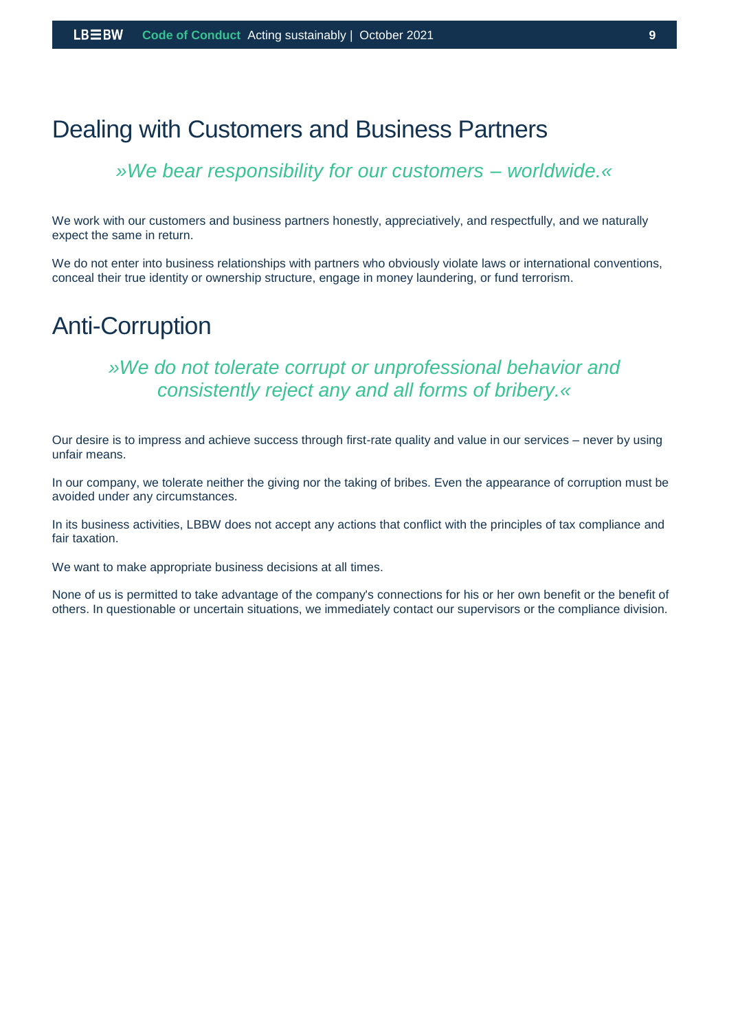# Dealing with Customers and Business Partners

*»We bear responsibility for our customers – worldwide.«*

We work with our customers and business partners honestly, appreciatively, and respectfully, and we naturally expect the same in return.

We do not enter into business relationships with partners who obviously violate laws or international conventions, conceal their true identity or ownership structure, engage in money laundering, or fund terrorism.

# Anti-Corruption

*»We do not tolerate corrupt or unprofessional behavior and consistently reject any and all forms of bribery.«*

Our desire is to impress and achieve success through first-rate quality and value in our services – never by using unfair means.

In our company, we tolerate neither the giving nor the taking of bribes. Even the appearance of corruption must be avoided under any circumstances.

In its business activities, LBBW does not accept any actions that conflict with the principles of tax compliance and fair taxation.

We want to make appropriate business decisions at all times.

None of us is permitted to take advantage of the company's connections for his or her own benefit or the benefit of others. In questionable or uncertain situations, we immediately contact our supervisors or the compliance division.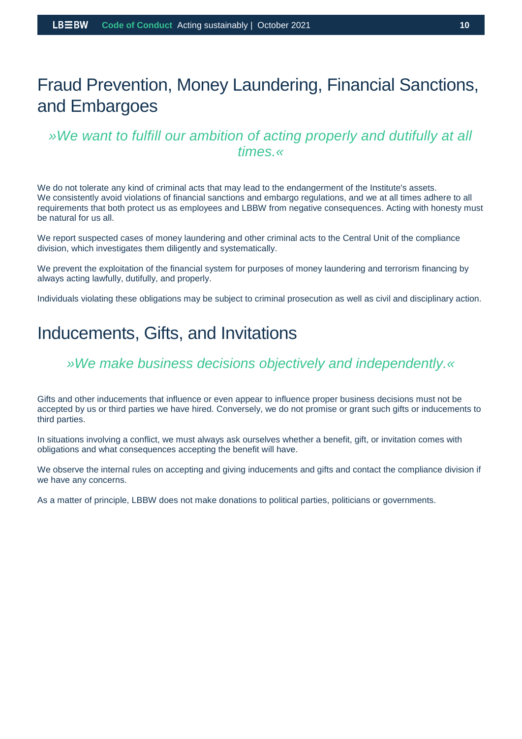# Fraud Prevention, Money Laundering, Financial Sanctions, and Embargoes

*»We want to fulfill our ambition of acting properly and dutifully at all times.«*

We do not tolerate any kind of criminal acts that may lead to the endangerment of the Institute's assets. We consistently avoid violations of financial sanctions and embargo regulations, and we at all times adhere to all requirements that both protect us as employees and LBBW from negative consequences. Acting with honesty must be natural for us all.

We report suspected cases of money laundering and other criminal acts to the Central Unit of the compliance division, which investigates them diligently and systematically.

We prevent the exploitation of the financial system for purposes of money laundering and terrorism financing by always acting lawfully, dutifully, and properly.

Individuals violating these obligations may be subject to criminal prosecution as well as civil and disciplinary action.

# Inducements, Gifts, and Invitations

*»We make business decisions objectively and independently.«*

Gifts and other inducements that influence or even appear to influence proper business decisions must not be accepted by us or third parties we have hired. Conversely, we do not promise or grant such gifts or inducements to third parties.

In situations involving a conflict, we must always ask ourselves whether a benefit, gift, or invitation comes with obligations and what consequences accepting the benefit will have.

We observe the internal rules on accepting and giving inducements and gifts and contact the compliance division if we have any concerns.

As a matter of principle, LBBW does not make donations to political parties, politicians or governments.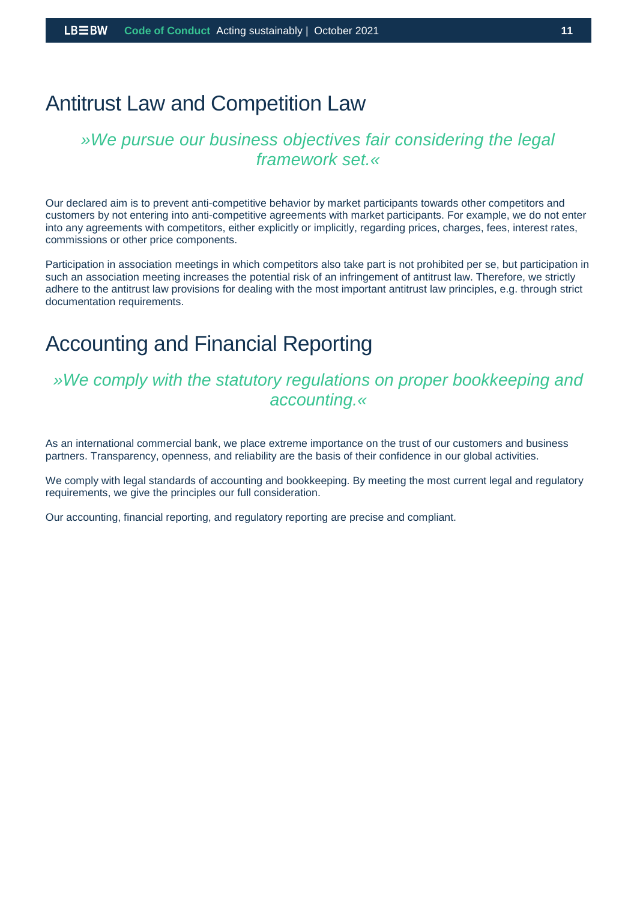# Antitrust Law and Competition Law

*»We pursue our business objectives fair considering the legal framework set.«*

Our declared aim is to prevent anti-competitive behavior by market participants towards other competitors and customers by not entering into anti-competitive agreements with market participants. For example, we do not enter into any agreements with competitors, either explicitly or implicitly, regarding prices, charges, fees, interest rates, commissions or other price components.

Participation in association meetings in which competitors also take part is not prohibited per se, but participation in such an association meeting increases the potential risk of an infringement of antitrust law. Therefore, we strictly adhere to the antitrust law provisions for dealing with the most important antitrust law principles, e.g. through strict documentation requirements.

# Accounting and Financial Reporting

*»We comply with the statutory regulations on proper bookkeeping and accounting.«*

As an international commercial bank, we place extreme importance on the trust of our customers and business partners. Transparency, openness, and reliability are the basis of their confidence in our global activities.

We comply with legal standards of accounting and bookkeeping. By meeting the most current legal and regulatory requirements, we give the principles our full consideration.

Our accounting, financial reporting, and regulatory reporting are precise and compliant.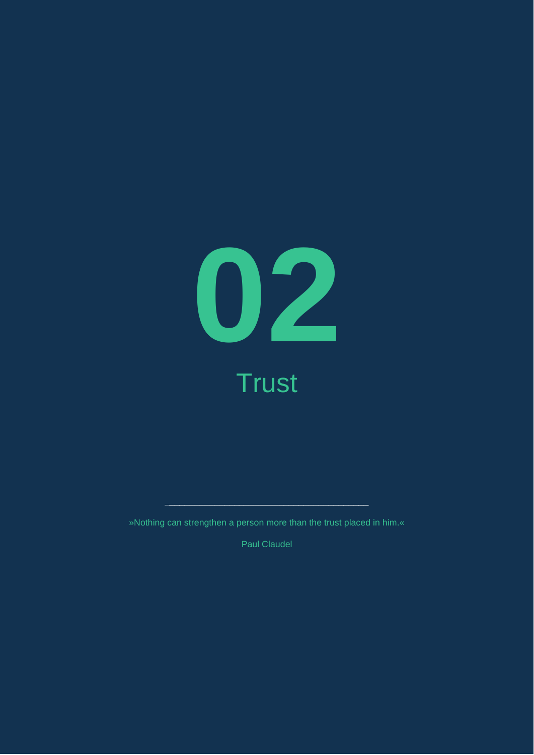# 02

## Trust

---

»Nothing can strengthen a person more than the trust placed in him.«

Paul Claudel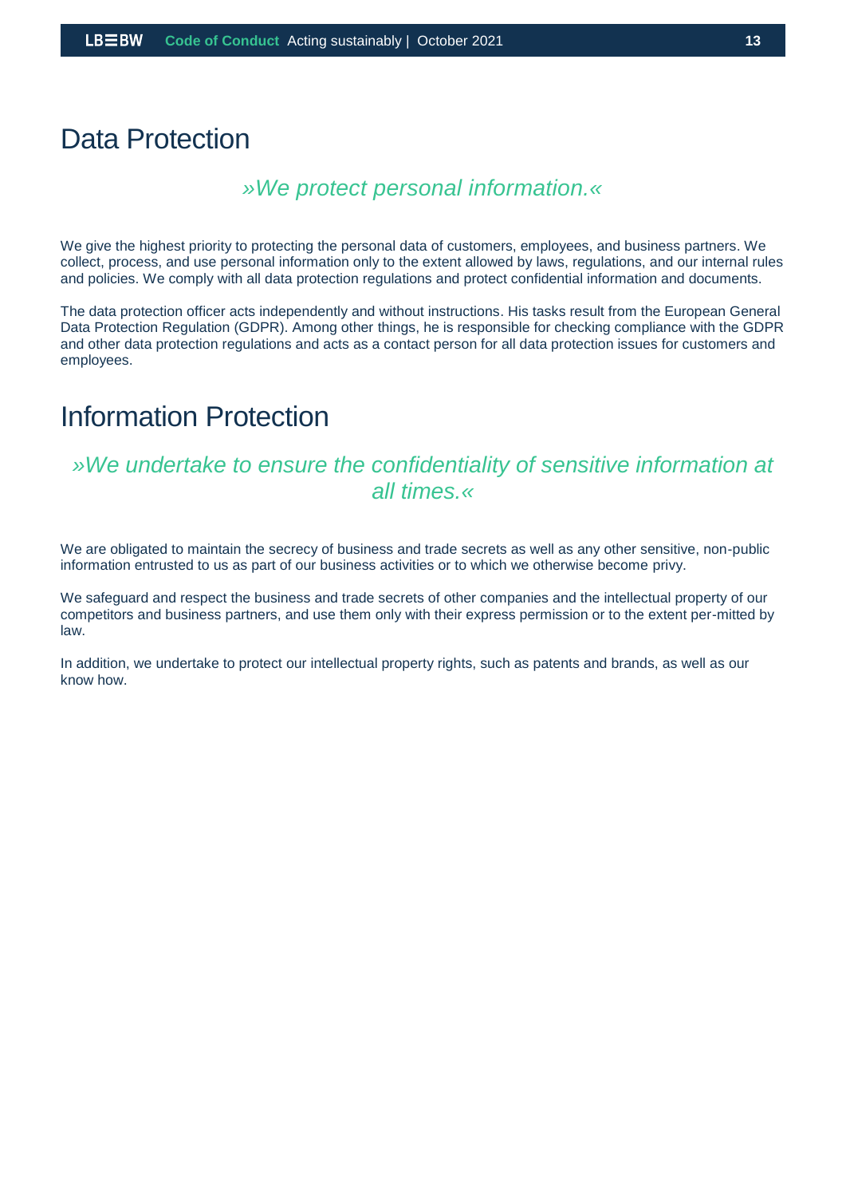# Data Protection

*»We protect personal information.«*

We give the highest priority to protecting the personal data of customers, employees, and business partners. We collect, process, and use personal information only to the extent allowed by laws, regulations, and our internal rules and policies. We comply with all data protection regulations and protect confidential information and documents.

The data protection officer acts independently and without instructions. His tasks result from the European General Data Protection Regulation (GDPR). Among other things, he is responsible for checking compliance with the GDPR and other data protection regulations and acts as a contact person for all data protection issues for customers and employees.

# Information Protection

*»We undertake to ensure the confidentiality of sensitive information at all times.«*

We are obligated to maintain the secrecy of business and trade secrets as well as any other sensitive, non-public information entrusted to us as part of our business activities or to which we otherwise become privy.

We safeguard and respect the business and trade secrets of other companies and the intellectual property of our competitors and business partners, and use them only with their express permission or to the extent per-mitted by law.

In addition, we undertake to protect our intellectual property rights, such as patents and brands, as well as our know how.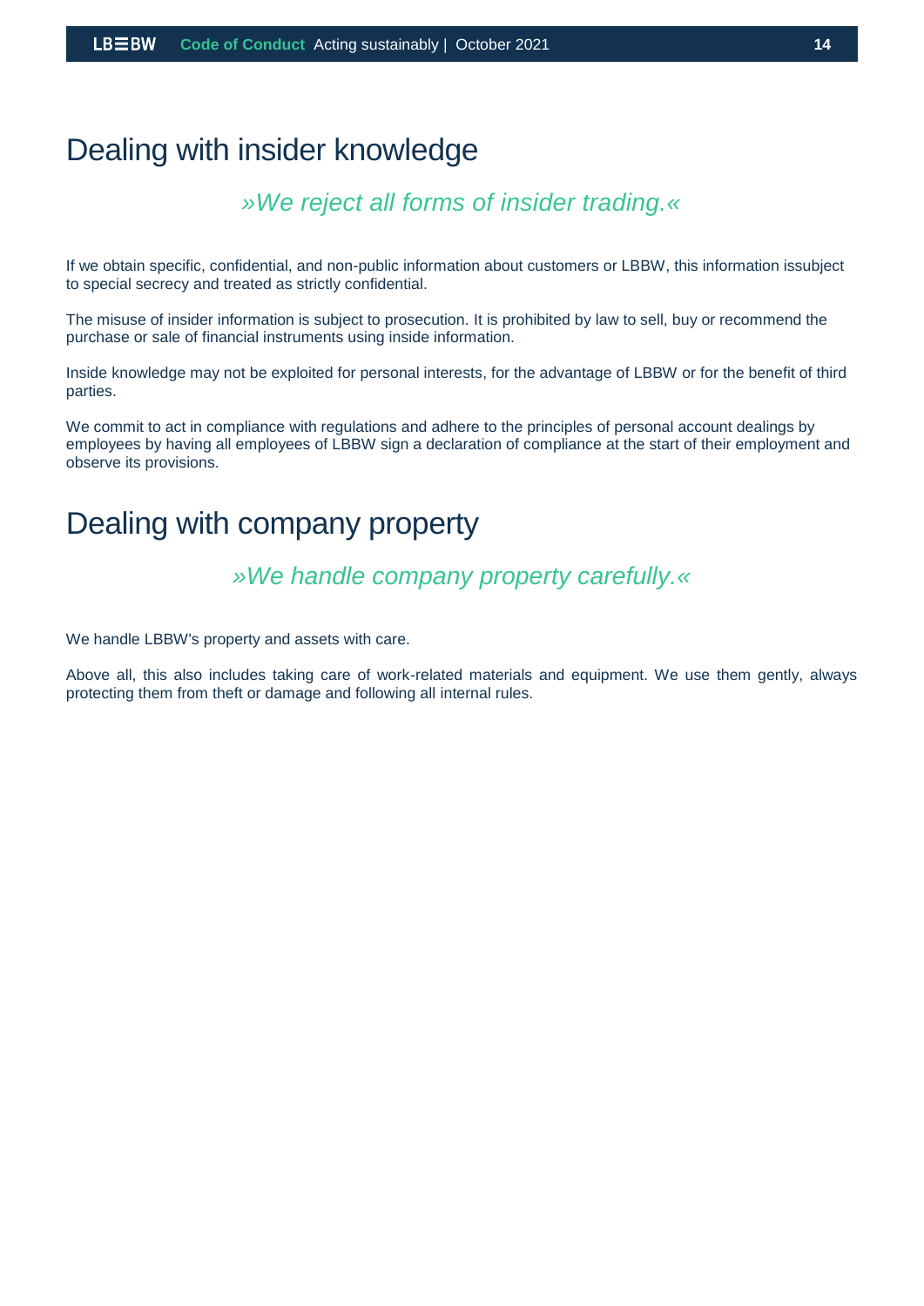# Dealing with insider knowledge

*»We reject all forms of insider trading.«*

If we obtain specific, confidential, and non-public information about customers or LBBW, this information issubject to special secrecy and treated as strictly confidential.

The misuse of insider information is subject to prosecution. It is prohibited by law to sell, buy or recommend the purchase or sale of financial instruments using inside information.

Inside knowledge may not be exploited for personal interests, for the advantage of LBBW or for the benefit of third parties.

We commit to act in compliance with regulations and adhere to the principles of personal account dealings by employees by having all employees of LBBW sign a declaration of compliance at the start of their employment and observe its provisions.

# Dealing with company property

*»We handle company property carefully.«*

We handle LBBW's property and assets with care.

Above all, this also includes taking care of work-related materials and equipment. We use them gently, always protecting them from theft or damage and following all internal rules.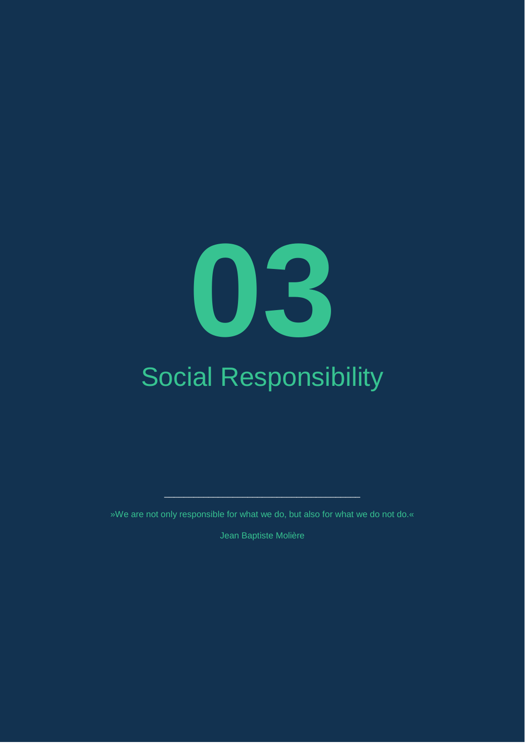# 03

## Social Responsibility

---

»We are not only responsible for what we do, but also for what we do not do.«

Jean Baptiste Molière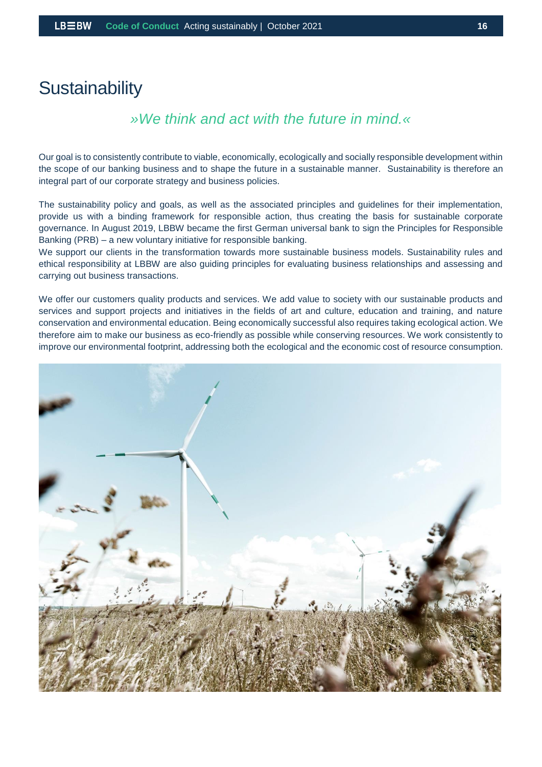# Sustainability

*»We think and act with the future in mind.«*

Our goal is to consistently contribute to viable, economically, ecologically and socially responsible development within the scope of our banking business and to shape the future in a sustainable manner. Sustainability is therefore an integral part of our corporate strategy and business policies.

The sustainability policy and goals, as well as the associated principles and guidelines for their implementation, provide us with a binding framework for responsible action, thus creating the basis for sustainable corporate governance. In August 2019, LBBW became the first German universal bank to sign the Principles for Responsible Banking (PRB) – a new voluntary initiative for responsible banking.
We support our clients in the transformation towards more sustainable business models. Sustainability rules and ethical responsibility at LBBW are also guiding principles for evaluating business relationships and assessing and carrying out business transactions.

We offer our customers quality products and services. We add value to society with our sustainable products and services and support projects and initiatives in the fields of art and culture, education and training, and nature conservation and environmental education. Being economically successful also requires taking ecological action. We therefore aim to make our business as eco-friendly as possible while conserving resources. We work consistently to improve our environmental footprint, addressing both the ecological and the economic cost of resource consumption.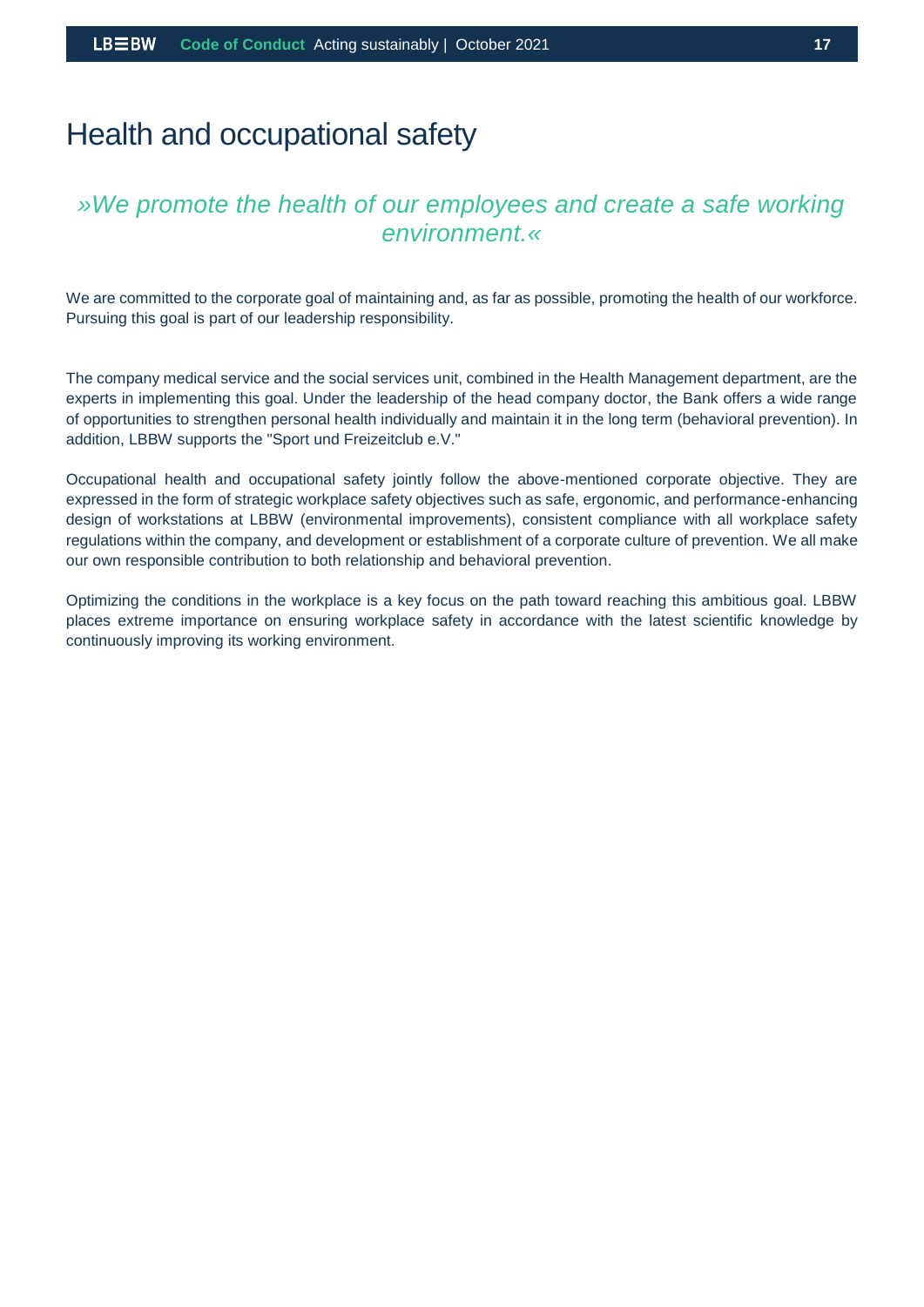# Health and occupational safety

*»We promote the health of our employees and create a safe working environment.«*

We are committed to the corporate goal of maintaining and, as far as possible, promoting the health of our workforce. Pursuing this goal is part of our leadership responsibility.

The company medical service and the social services unit, combined in the Health Management department, are the experts in implementing this goal. Under the leadership of the head company doctor, the Bank offers a wide range of opportunities to strengthen personal health individually and maintain it in the long term (behavioral prevention). In addition, LBBW supports the "Sport und Freizeitclub e.V."

Occupational health and occupational safety jointly follow the above-mentioned corporate objective. They are expressed in the form of strategic workplace safety objectives such as safe, ergonomic, and performance-enhancing design of workstations at LBBW (environmental improvements), consistent compliance with all workplace safety regulations within the company, and development or establishment of a corporate culture of prevention. We all make our own responsible contribution to both relationship and behavioral prevention.

Optimizing the conditions in the workplace is a key focus on the path toward reaching this ambitious goal. LBBW places extreme importance on ensuring workplace safety in accordance with the latest scientific knowledge by continuously improving its working environment.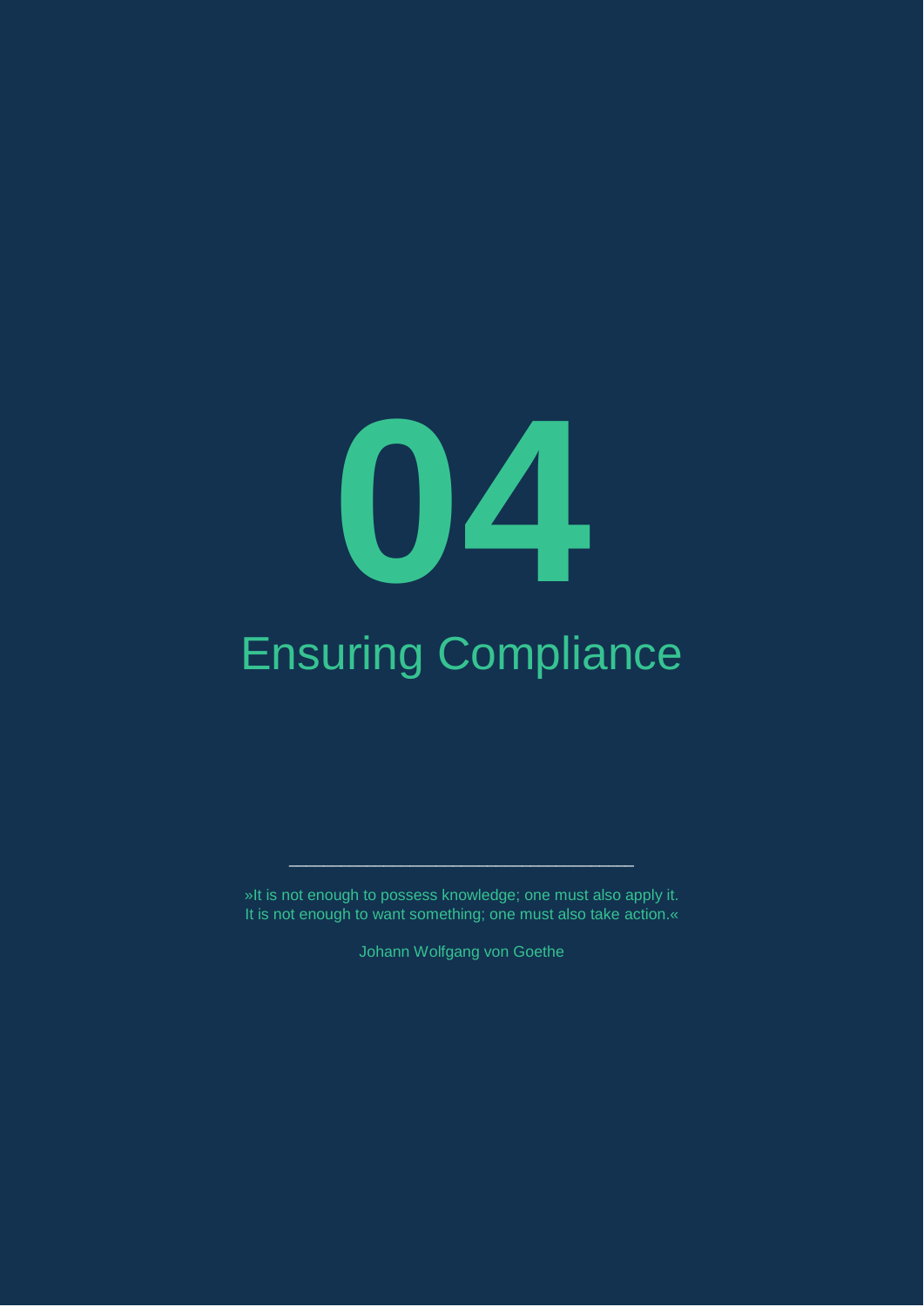# 04

# Ensuring Compliance

---

»It is not enough to possess knowledge; one must also apply it.
It is not enough to want something; one must also take action.«

Johann Wolfgang von Goethe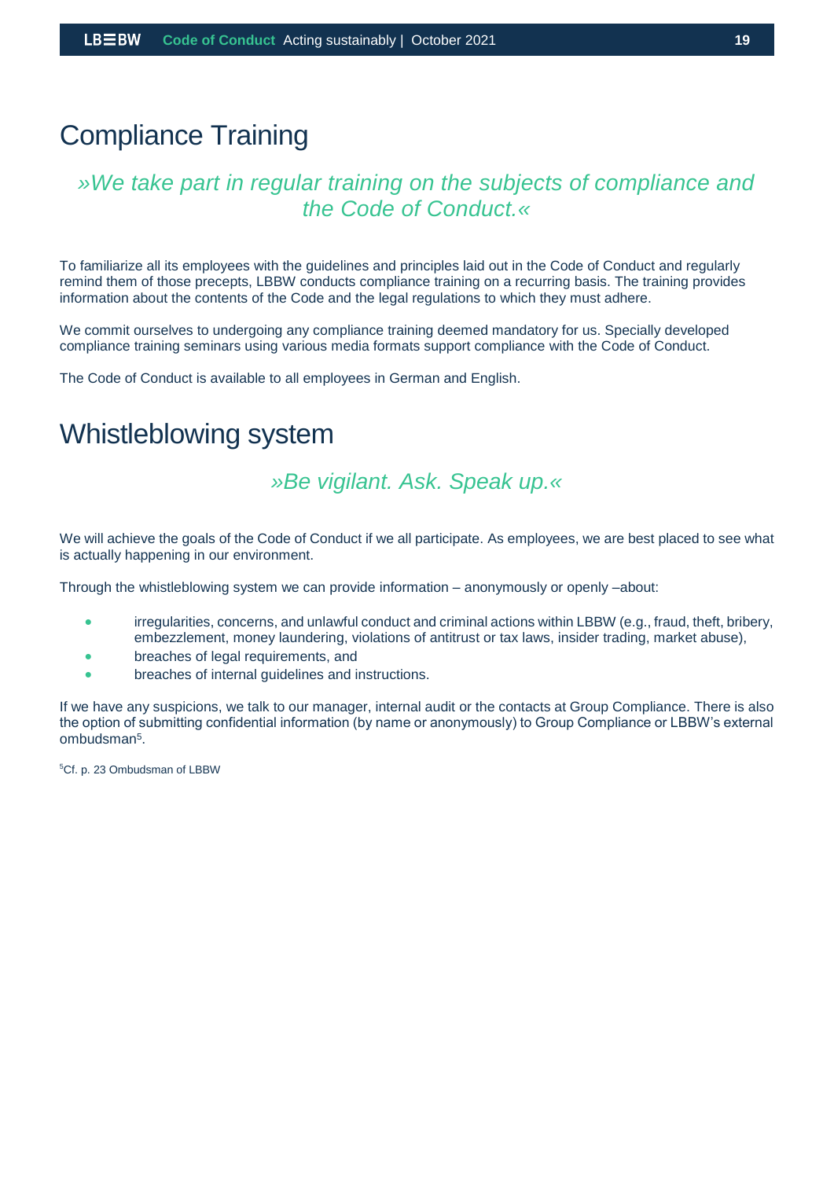# Compliance Training

*»We take part in regular training on the subjects of compliance and the Code of Conduct.«*

To familiarize all its employees with the guidelines and principles laid out in the Code of Conduct and regularly remind them of those precepts, LBBW conducts compliance training on a recurring basis. The training provides information about the contents of the Code and the legal regulations to which they must adhere.

We commit ourselves to undergoing any compliance training deemed mandatory for us. Specially developed compliance training seminars using various media formats support compliance with the Code of Conduct.

The Code of Conduct is available to all employees in German and English.

# Whistleblowing system

*»Be vigilant. Ask. Speak up.«*

We will achieve the goals of the Code of Conduct if we all participate. As employees, we are best placed to see what is actually happening in our environment.

Through the whistleblowing system we can provide information – anonymously or openly –about:

- irregularities, concerns, and unlawful conduct and criminal actions within LBBW (e.g., fraud, theft, bribery, embezzlement, money laundering, violations of antitrust or tax laws, insider trading, market abuse),
- breaches of legal requirements, and
- breaches of internal guidelines and instructions.

If we have any suspicions, we talk to our manager, internal audit or the contacts at Group Compliance. There is also the option of submitting confidential information (by name or anonymously) to Group Compliance or LBBW's external ombudsman[5].

[5]Cf. p. 23 Ombudsman of LBBW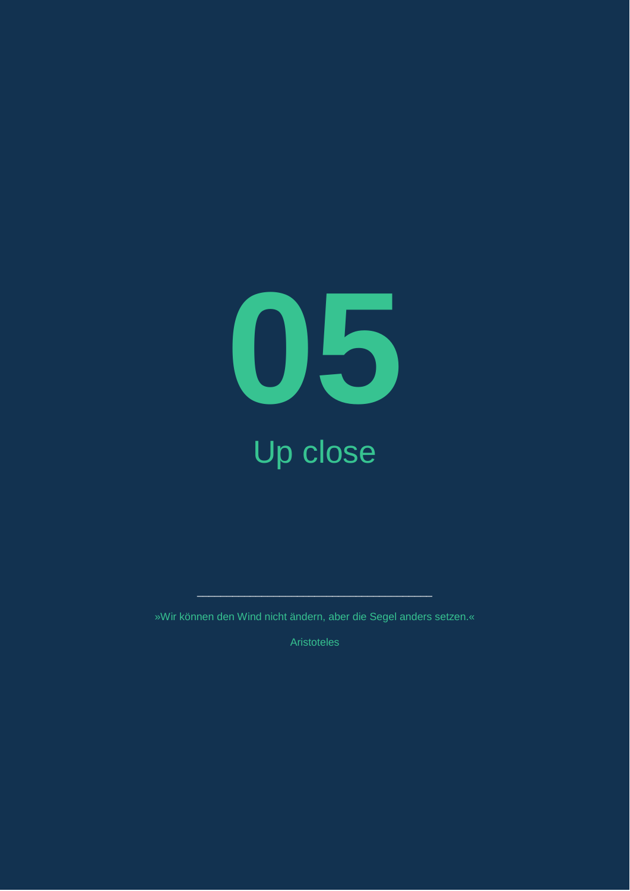# 05

## Up close

---

»Wir können den Wind nicht ändern, aber die Segel anders setzen.«

Aristoteles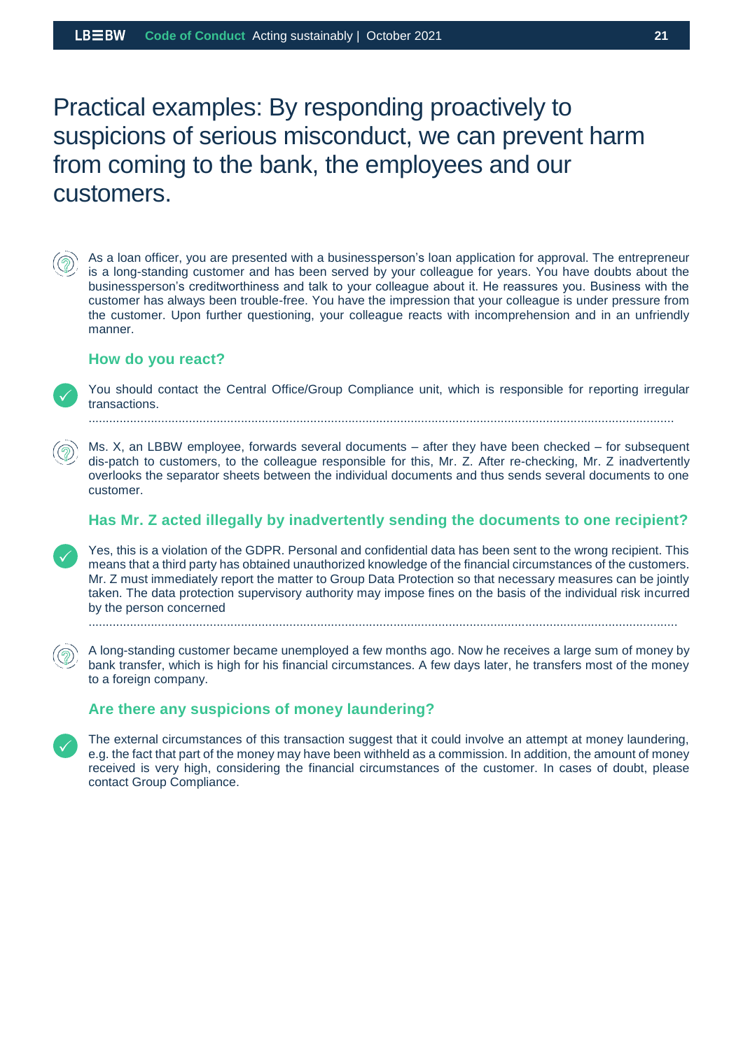# Practical examples: By responding proactively to suspicions of serious misconduct, we can prevent harm from coming to the bank, the employees and our customers.

As a loan officer, you are presented with a businessperson's loan application for approval. The entrepreneur is a long-standing customer and has been served by your colleague for years. You have doubts about the businessperson's creditworthiness and talk to your colleague about it. He reassures you. Business with the customer has always been trouble-free. You have the impression that your colleague is under pressure from the customer. Upon further questioning, your colleague reacts with incomprehension and in an unfriendly manner.

### How do you react?

You should contact the Central Office/Group Compliance unit, which is responsible for reporting irregular transactions.

---

Ms. X, an LBBW employee, forwards several documents – after they have been checked – for subsequent dis-patch to customers, to the colleague responsible for this, Mr. Z. After re-checking, Mr. Z inadvertently overlooks the separator sheets between the individual documents and thus sends several documents to one customer.

### Has Mr. Z acted illegally by inadvertently sending the documents to one recipient?

Yes, this is a violation of the GDPR. Personal and confidential data has been sent to the wrong recipient. This means that a third party has obtained unauthorized knowledge of the financial circumstances of the customers. Mr. Z must immediately report the matter to Group Data Protection so that necessary measures can be jointly taken. The data protection supervisory authority may impose fines on the basis of the individual risk incurred by the person concerned

---

A long-standing customer became unemployed a few months ago. Now he receives a large sum of money by bank transfer, which is high for his financial circumstances. A few days later, he transfers most of the money to a foreign company.

### Are there any suspicions of money laundering?

The external circumstances of this transaction suggest that it could involve an attempt at money laundering, e.g. the fact that part of the money may have been withheld as a commission. In addition, the amount of money received is very high, considering the financial circumstances of the customer. In cases of doubt, please contact Group Compliance.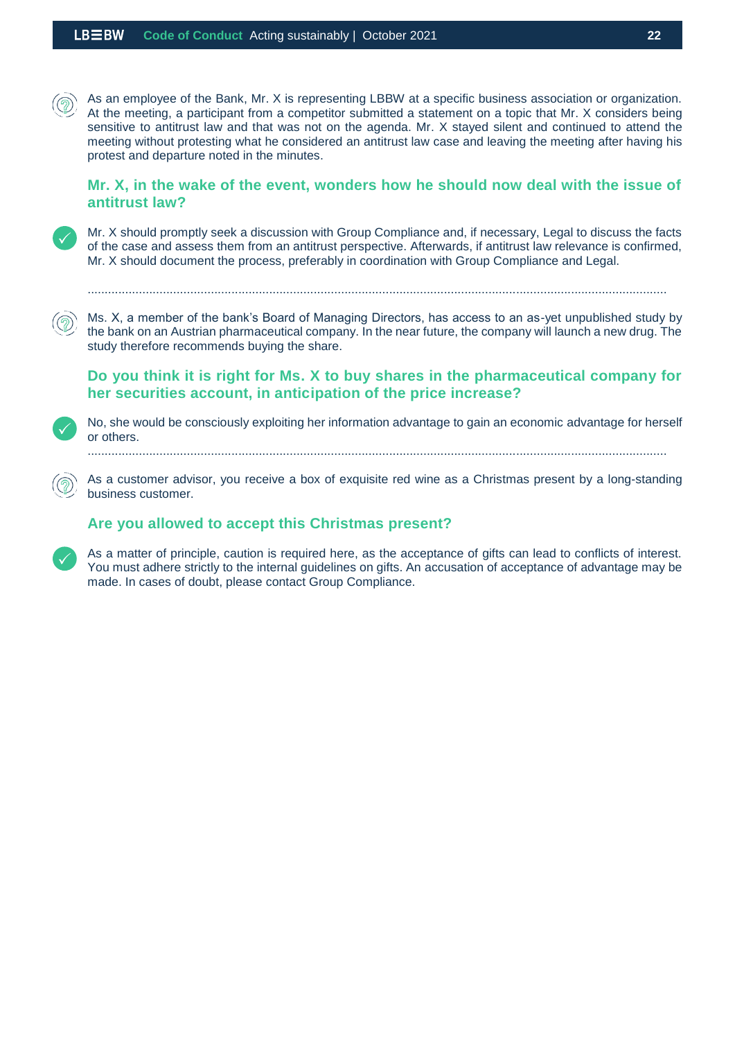As an employee of the Bank, Mr. X is representing LBBW at a specific business association or organization. At the meeting, a participant from a competitor submitted a statement on a topic that Mr. X considers being sensitive to antitrust law and that was not on the agenda. Mr. X stayed silent and continued to attend the meeting without protesting what he considered an antitrust law case and leaving the meeting after having his protest and departure noted in the minutes.

**Mr. X, in the wake of the event, wonders how he should now deal with the issue of antitrust law?**

Mr. X should promptly seek a discussion with Group Compliance and, if necessary, Legal to discuss the facts of the case and assess them from an antitrust perspective. Afterwards, if antitrust law relevance is confirmed, Mr. X should document the process, preferably in coordination with Group Compliance and Legal.

.......................................................................................................................................................................

Ms. X, a member of the bank's Board of Managing Directors, has access to an as-yet unpublished study by the bank on an Austrian pharmaceutical company. In the near future, the company will launch a new drug. The study therefore recommends buying the share.

**Do you think it is right for Ms. X to buy shares in the pharmaceutical company for her securities account, in anticipation of the price increase?**

No, she would be consciously exploiting her information advantage to gain an economic advantage for herself or others.

.......................................................................................................................................................................

As a customer advisor, you receive a box of exquisite red wine as a Christmas present by a long-standing business customer.

**Are you allowed to accept this Christmas present?**

As a matter of principle, caution is required here, as the acceptance of gifts can lead to conflicts of interest. You must adhere strictly to the internal guidelines on gifts. An accusation of acceptance of advantage may be made. In cases of doubt, please contact Group Compliance.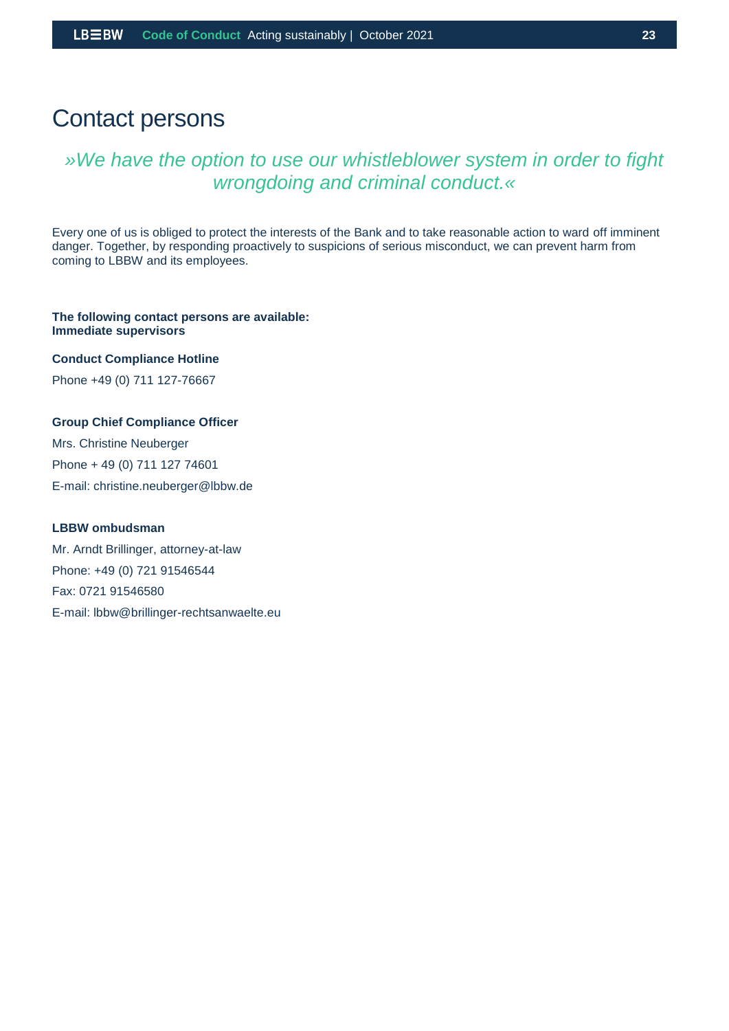# Contact persons

*»We have the option to use our whistleblower system in order to fight wrongdoing and criminal conduct.«*

Every one of us is obliged to protect the interests of the Bank and to take reasonable action to ward off imminent danger. Together, by responding proactively to suspicions of serious misconduct, we can prevent harm from coming to LBBW and its employees.

**The following contact persons are available:**
**Immediate supervisors**

**Conduct Compliance Hotline**

Phone +49 (0) 711 127-76667

**Group Chief Compliance Officer**

Mrs. Christine Neuberger

Phone + 49 (0) 711 127 74601

E-mail: christine.neuberger@lbbw.de

**LBBW ombudsman**

Mr. Arndt Brillinger, attorney-at-law

Phone: +49 (0) 721 91546544

Fax: 0721 91546580

E-mail: lbbw@brillinger-rechtsanwaelte.eu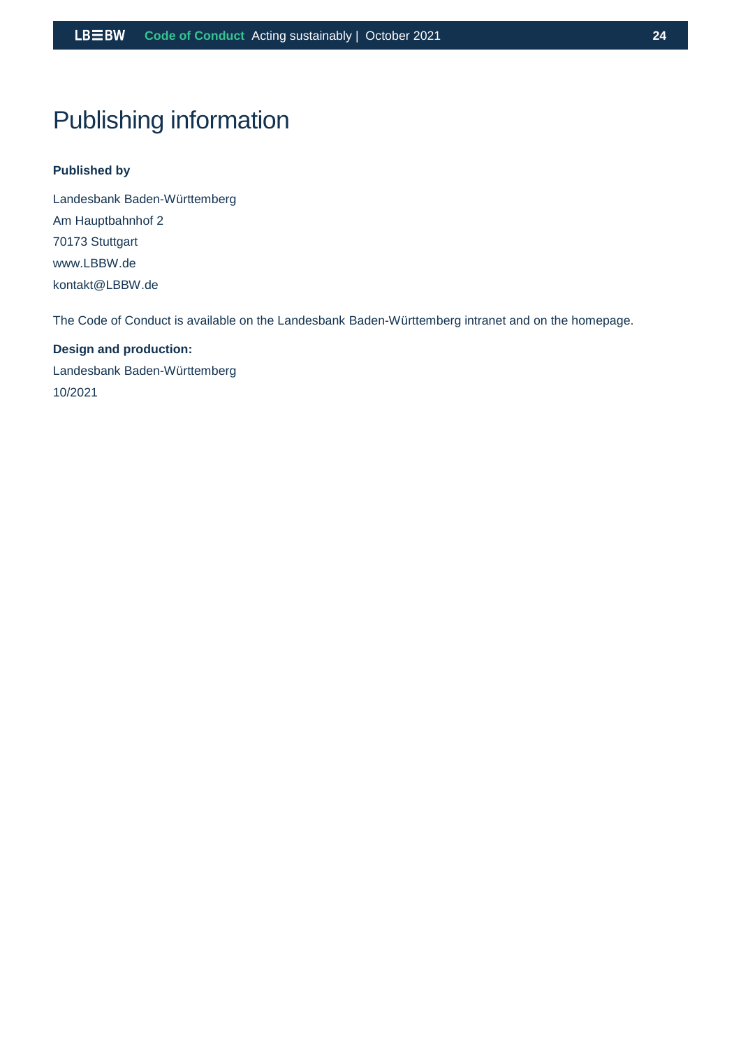# Publishing information

**Published by**

Landesbank Baden-Württemberg
Am Hauptbahnhof 2
70173 Stuttgart
www.LBBW.de
kontakt@LBBW.de

The Code of Conduct is available on the Landesbank Baden-Württemberg intranet and on the homepage.

**Design and production:**

Landesbank Baden-Württemberg
10/2021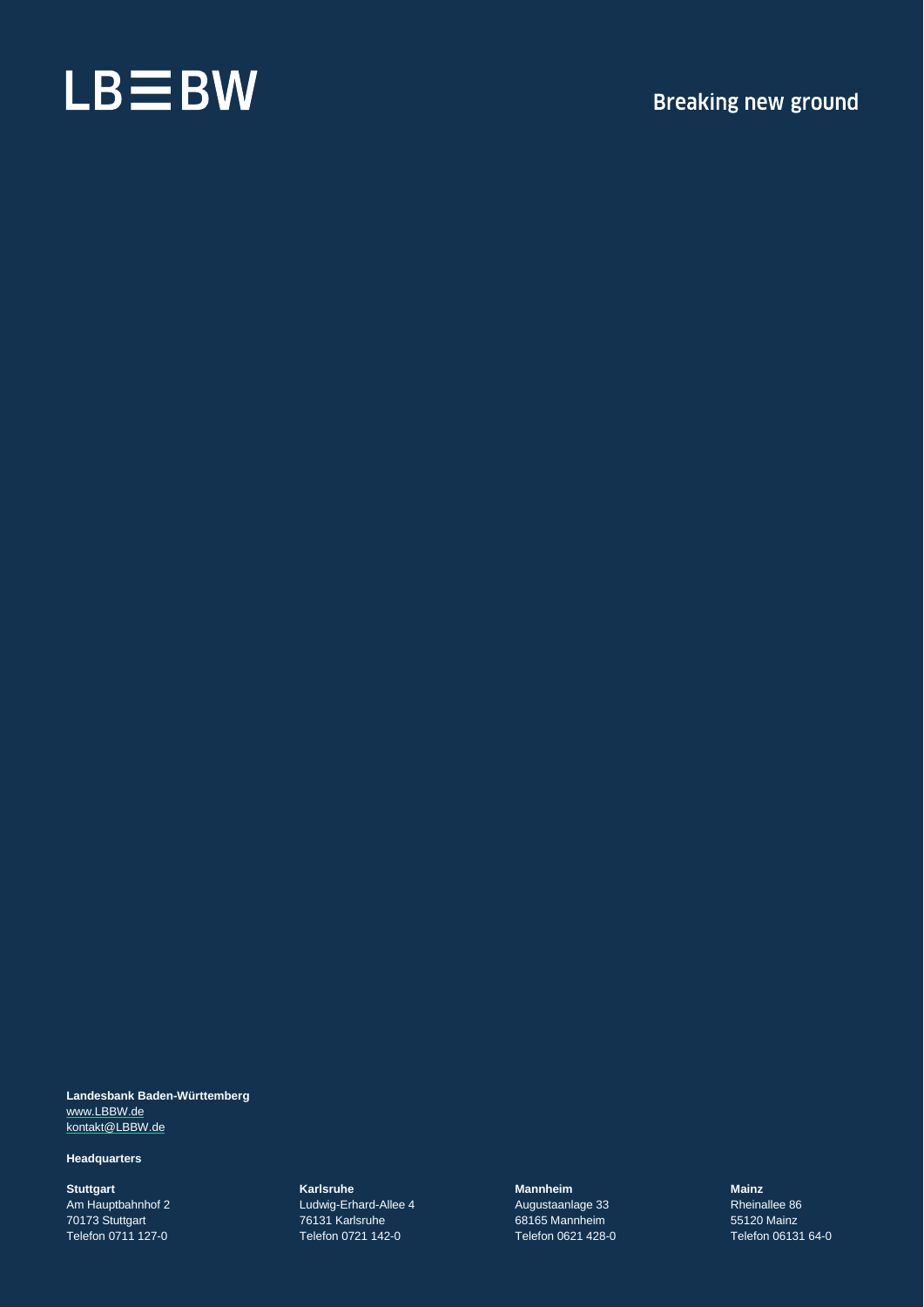LB≡BW

Breaking new ground

**Landesbank Baden-Württemberg**
www.LBBW.de
kontakt@LBBW.de

**Headquarters**

**Stuttgart**
Am Hauptbahnhof 2
70173 Stuttgart
Telefon 0711 127-0

**Karlsruhe**
Ludwig-Erhard-Allee 4
76131 Karlsruhe
Telefon 0721 142-0

**Mannheim**
Augustaanlage 33
68165 Mannheim
Telefon 0621 428-0

**Mainz**
Rheinallee 86
55120 Mainz
Telefon 06131 64-0